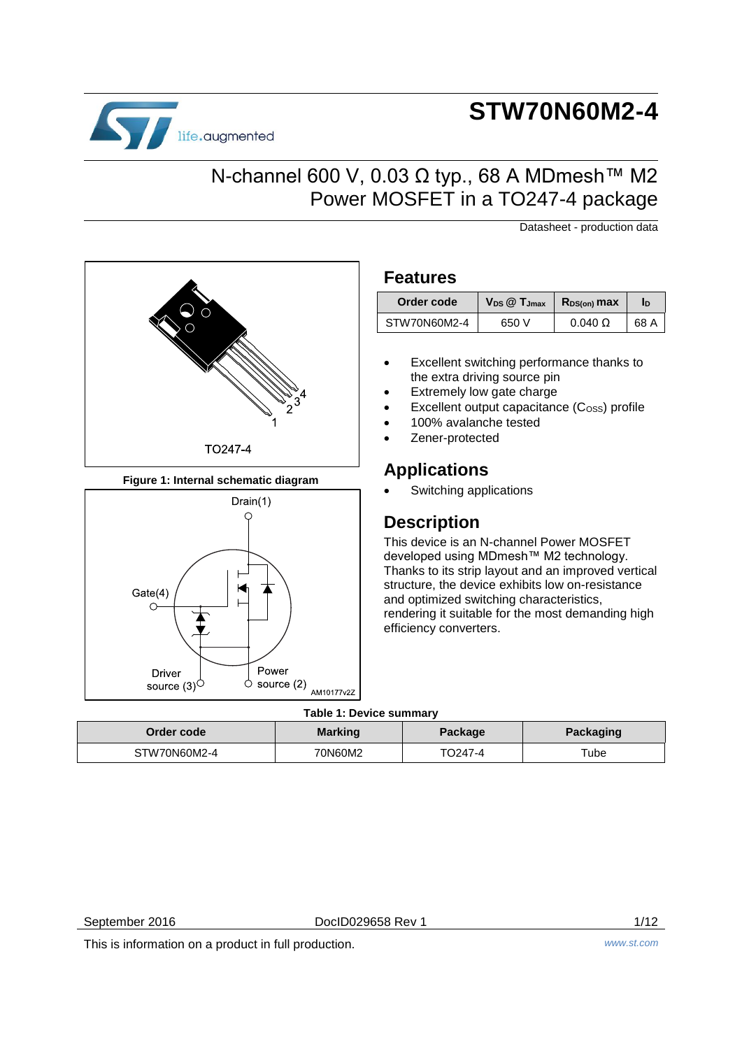# STW70N60M2-4

## N-channel 600 V, 0.03 Ω typ., 68 A MDmesh™ M2 Power MOSFET in a TO247-4 package

Datasheet - production data

TO247-4

Figure 1: Internal schematic diagram

## Features

| Order code | $V_{DS}$ @ $T_{Jmax}$ | $R_{DS(on)}$ max | $I_D$ |
|---|---|---|---|
| STW70N60M2-4 | 650 V | 0.040 Ω | 68 A |

- Excellent switching performance thanks to the extra driving source pin
- Extremely low gate charge
- Excellent output capacitance ($C_{OSS}$) profile
- 100% avalanche tested
- Zener-protected

## Applications

- Switching applications

## Description

This device is an N-channel Power MOSFET developed using MDmesh™ M2 technology. Thanks to its strip layout and an improved vertical structure, the device exhibits low on-resistance and optimized switching characteristics, rendering it suitable for the most demanding high efficiency converters.

**Table 1: Device summary**

| Order code | Marking | Package | Packaging |
|---|---|---|---|
| STW70N60M2-4 | 70N60M2 | TO247-4 | Tube |

September 2016 DocID029658 Rev 1

This is information on a product in full production.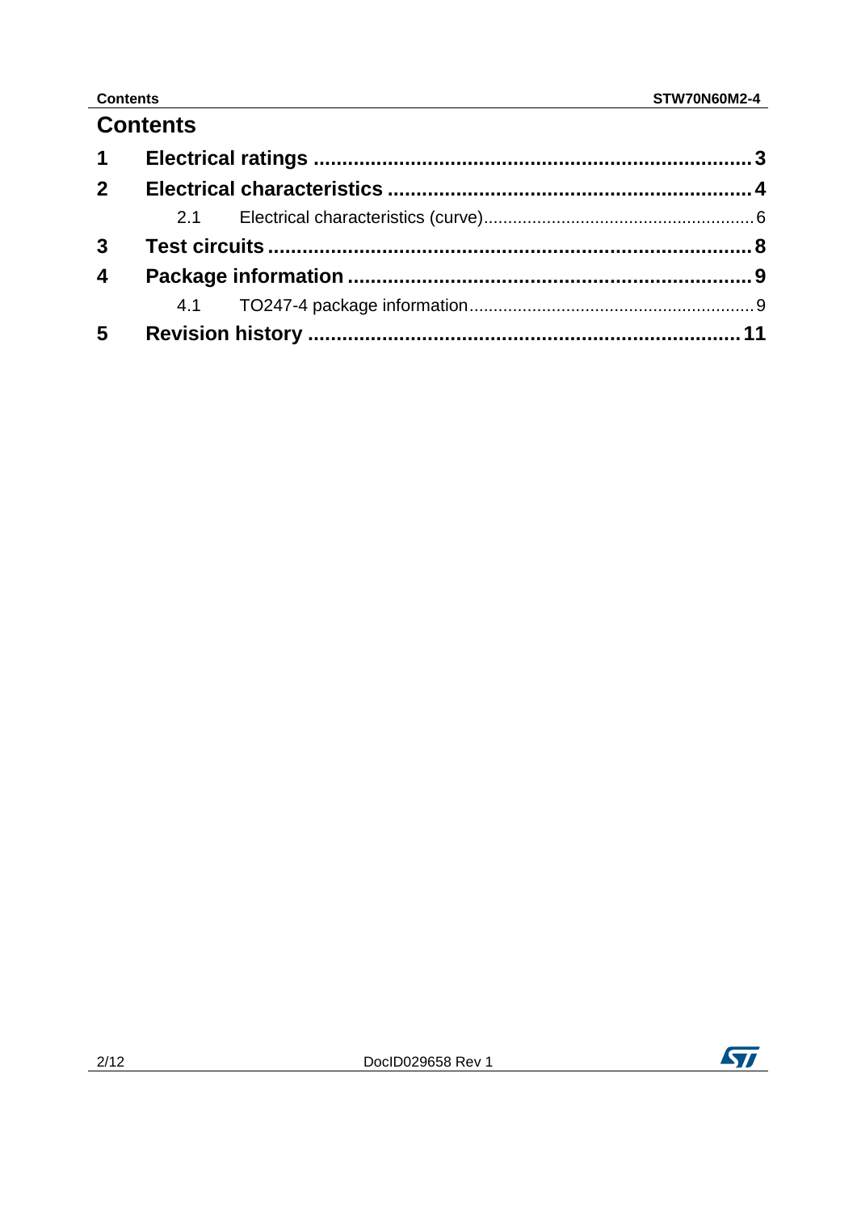# Contents

| | | |
|---|---|---|
| **1** | **Electrical ratings** | **3** |
| **2** | **Electrical characteristics** | **4** |
| | 2.1 Electrical characteristics (curve) | 6 |
| **3** | **Test circuits** | **8** |
| **4** | **Package information** | **9** |
| | 4.1 TO247-4 package information | 9 |
| **5** | **Revision history** | **11** |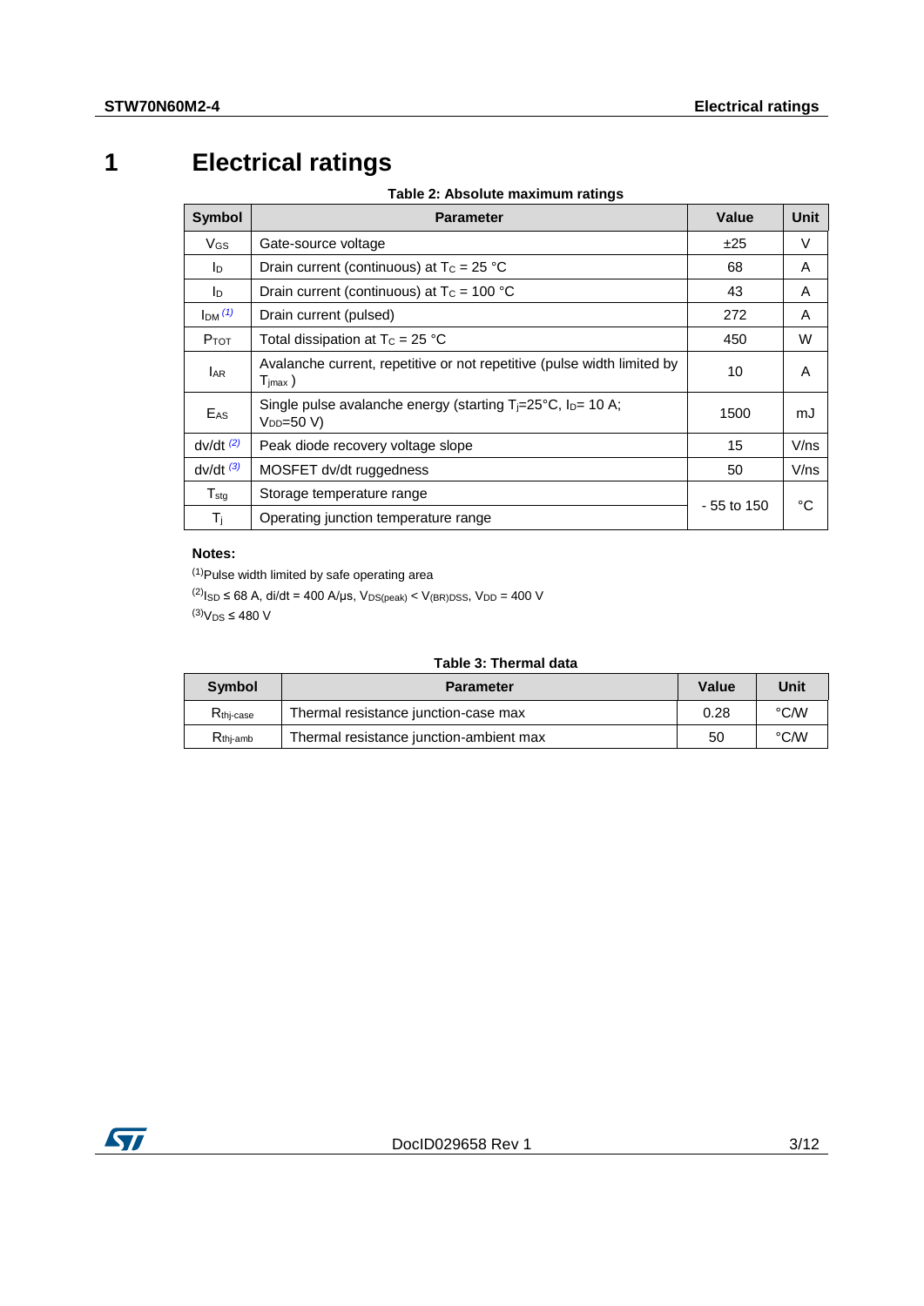# 1 Electrical ratings

**Table 2: Absolute maximum ratings**

| Symbol | Parameter | Value | Unit |
|---|---|---|---|
| $V_{GS}$ | Gate-source voltage | ±25 | V |
| $I_D$ | Drain current (continuous) at $T_C$ = 25 °C | 68 | A |
| $I_D$ | Drain current (continuous) at $T_C$ = 100 °C | 43 | A |
| $I_{DM}$ (1) | Drain current (pulsed) | 272 | A |
| $P_{TOT}$ | Total dissipation at $T_C$ = 25 °C | 450 | W |
| $I_{AR}$ | Avalanche current, repetitive or not repetitive (pulse width limited by $T_{jmax}$ ) | 10 | A |
| $E_{AS}$ | Single pulse avalanche energy (starting $T_j$=25°C, $I_D$= 10 A; $V_{DD}$=50 V) | 1500 | mJ |
| dv/dt (2) | Peak diode recovery voltage slope | 15 | V/ns |
| dv/dt (3) | MOSFET dv/dt ruggedness | 50 | V/ns |
| $T_{stg}$ | Storage temperature range | - 55 to 150 | °C |
| $T_j$ | Operating junction temperature range | | |

**Notes:**

(1)Pulse width limited by safe operating area

(2)$I_{SD}$ ≤ 68 A, di/dt = 400 A/μs, $V_{DS(peak)}$ < $V_{(BR)DSS}$, $V_{DD}$ = 400 V

(3)$V_{DS}$ ≤ 480 V

**Table 3: Thermal data**

| Symbol | Parameter | Value | Unit |
|---|---|---|---|
| $R_{thj-case}$ | Thermal resistance junction-case max | 0.28 | °C/W |
| $R_{thj-amb}$ | Thermal resistance junction-ambient max | 50 | °C/W |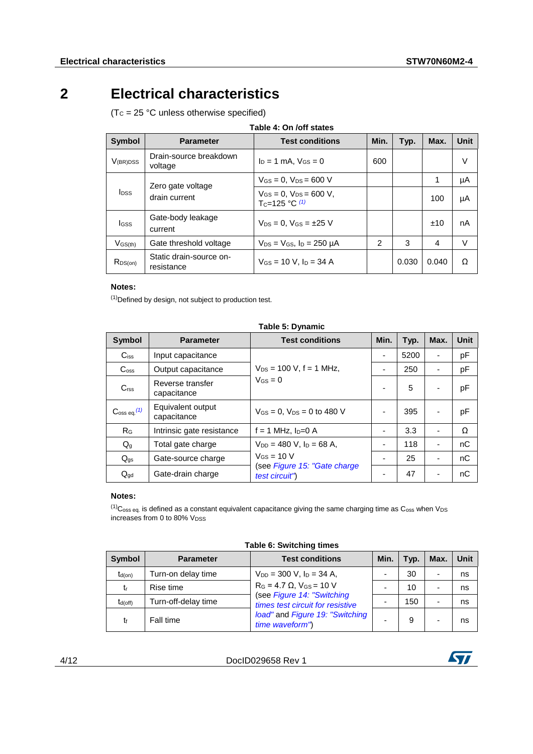# 2 Electrical characteristics

($T_C$ = 25 °C unless otherwise specified)

**Table 4: On /off states**

| Symbol | Parameter | Test conditions | Min. | Typ. | Max. | Unit |
|---|---|---|---|---|---|---|
| $V_{(BR)DSS}$ | Drain-source breakdown voltage | $I_D$ = 1 mA, $V_{GS}$ = 0 | 600 | | | V |
| $I_{DSS}$ | Zero gate voltage drain current | $V_{GS}$ = 0, $V_{DS}$ = 600 V | | | 1 | µA |
| | | $V_{GS}$ = 0, $V_{DS}$ = 600 V, $T_C$=125 °C [(1)] | | | 100 | µA |
| $I_{GSS}$ | Gate-body leakage current | $V_{DS}$ = 0, $V_{GS}$ = ±25 V | | | ±10 | nA |
| $V_{GS(th)}$ | Gate threshold voltage | $V_{DS}$ = $V_{GS}$, $I_D$ = 250 µA | 2 | 3 | 4 | V |
| $R_{DS(on)}$ | Static drain-source on-resistance | $V_{GS}$ = 10 V, $I_D$ = 34 A | | 0.030 | 0.040 | Ω |

**Notes:**

[(1)]Defined by design, not subject to production test.

**Table 5: Dynamic**

| Symbol | Parameter | Test conditions | Min. | Typ. | Max. | Unit |
|---|---|---|---|---|---|---|
| $C_{iss}$ | Input capacitance | $V_{DS}$ = 100 V, f = 1 MHz, $V_{GS}$ = 0 | - | 5200 | - | pF |
| $C_{oss}$ | Output capacitance | | - | 250 | - | pF |
| $C_{rss}$ | Reverse transfer capacitance | | - | 5 | - | pF |
| $C_{oss\ eq.}$ [(1)] | Equivalent output capacitance | $V_{GS}$ = 0, $V_{DS}$ = 0 to 480 V | - | 395 | - | pF |
| $R_G$ | Intrinsic gate resistance | f = 1 MHz, $I_D$=0 A | - | 3.3 | - | Ω |
| $Q_g$ | Total gate charge | $V_{DD}$ = 480 V, $I_D$ = 68 A, $V_{GS}$ = 10 V (see *Figure 15: "Gate charge test circuit"*) | - | 118 | - | nC |
| $Q_{gs}$ | Gate-source charge | | - | 25 | - | nC |
| $Q_{gd}$ | Gate-drain charge | | - | 47 | - | nC |

**Notes:**

[(1)]$C_{oss\ eq.}$ is defined as a constant equivalent capacitance giving the same charging time as $C_{oss}$ when $V_{DS}$ increases from 0 to 80% $V_{DSS}$

**Table 6: Switching times**

| Symbol | Parameter | Test conditions | Min. | Typ. | Max. | Unit |
|---|---|---|---|---|---|---|
| $t_{d(on)}$ | Turn-on delay time | $V_{DD}$ = 300 V, $I_D$ = 34 A, $R_G$ = 4.7 Ω, $V_{GS}$ = 10 V (see *Figure 14: "Switching times test circuit for resistive load"* and *Figure 19: "Switching time waveform"*) | - | 30 | - | ns |
| $t_r$ | Rise time | | - | 10 | - | ns |
| $t_{d(off)}$ | Turn-off-delay time | | - | 150 | - | ns |
| $t_f$ | Fall time | | - | 9 | - | ns |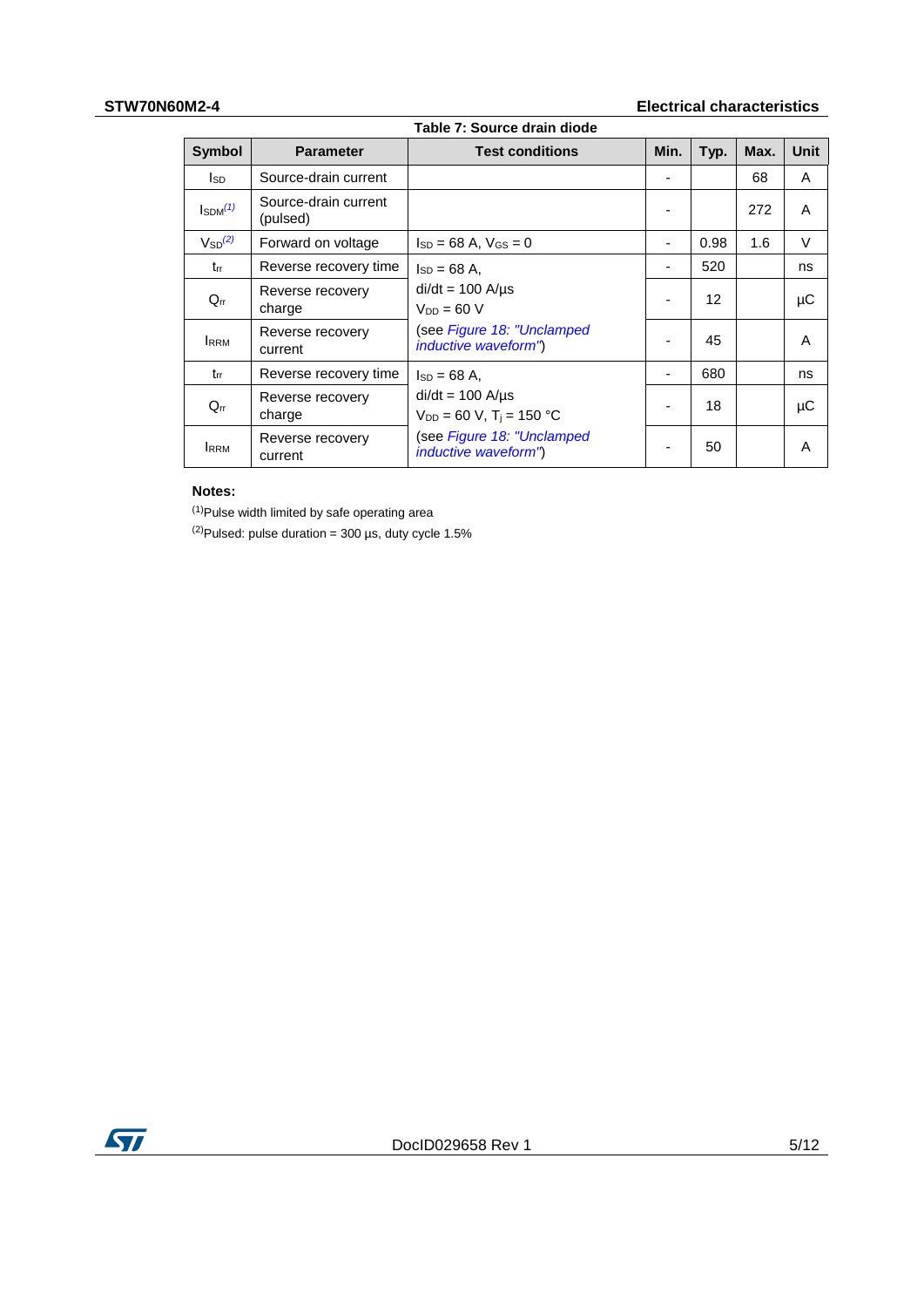Table 7: Source drain diode

| Symbol | Parameter | Test conditions | Min. | Typ. | Max. | Unit |
| --- | --- | --- | --- | --- | --- | --- |
| $I_{SD}$ | Source-drain current | | - | | 68 | A |
| $I_{SDM}$[(1)] | Source-drain current (pulsed) | | - | | 272 | A |
| $V_{SD}$[(2)] | Forward on voltage | $I_{SD}$ = 68 A, $V_{GS}$ = 0 | - | 0.98 | 1.6 | V |
| $t_{rr}$ | Reverse recovery time | $I_{SD}$ = 68 A, di/dt = 100 A/µs $V_{DD}$ = 60 V (see *Figure 18: "Unclamped inductive waveform"*) | - | 520 | | ns |
| $Q_{rr}$ | Reverse recovery charge | | - | 12 | | µC |
| $I_{RRM}$ | Reverse recovery current | | - | 45 | | A |
| $t_{rr}$ | Reverse recovery time | $I_{SD}$ = 68 A, di/dt = 100 A/µs $V_{DD}$ = 60 V, $T_j$ = 150 °C (see *Figure 18: "Unclamped inductive waveform"*) | - | 680 | | ns |
| $Q_{rr}$ | Reverse recovery charge | | - | 18 | | µC |
| $I_{RRM}$ | Reverse recovery current | | - | 50 | | A |

**Notes:**

(1)Pulse width limited by safe operating area

(2)Pulsed: pulse duration = 300 µs, duty cycle 1.5%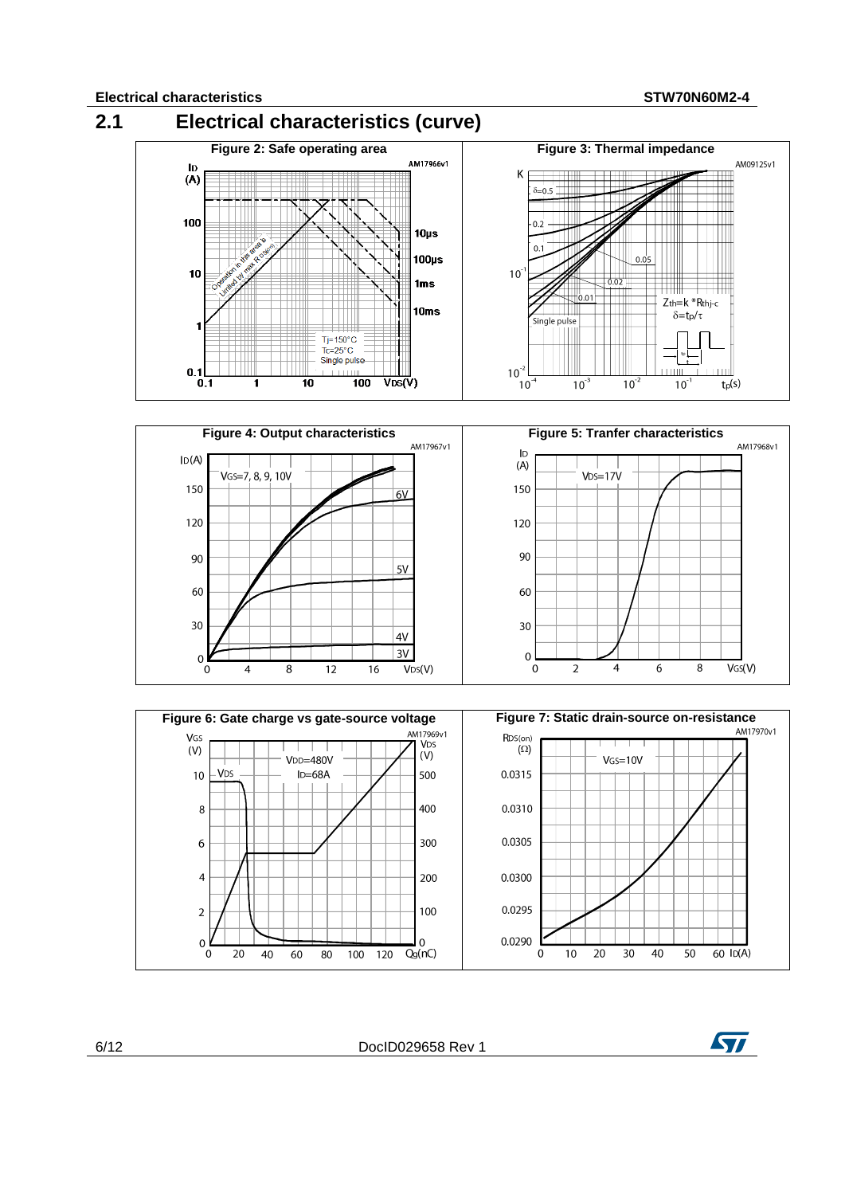## 2.1 Electrical characteristics (curve)

**Figure 2: Safe operating area**

**Figure 3: Thermal impedance**

**Figure 4: Output characteristics**

**Figure 5: Tranfer characteristics**

**Figure 6: Gate charge vs gate-source voltage**

**Figure 7: Static drain-source on-resistance**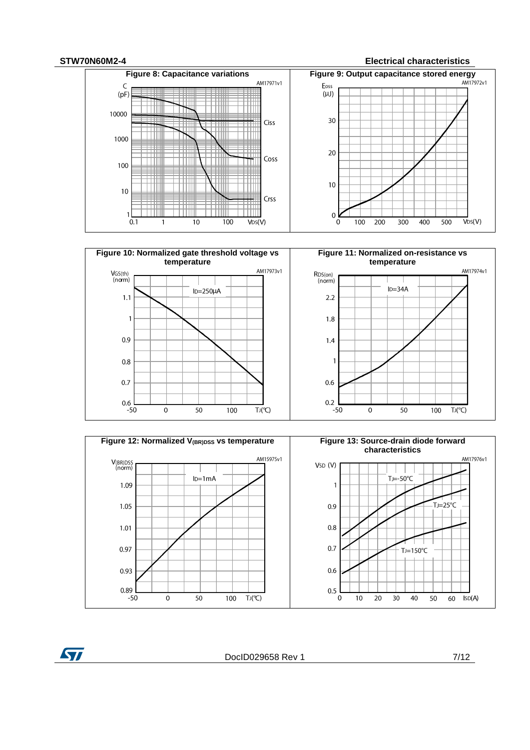**Figure 8: Capacitance variations**

**Figure 9: Output capacitance stored energy**

**Figure 10: Normalized gate threshold voltage vs temperature**

**Figure 11: Normalized on-resistance vs temperature**

**Figure 12: Normalized $V_{(BR)DSS}$ vs temperature**

**Figure 13: Source-drain diode forward characteristics**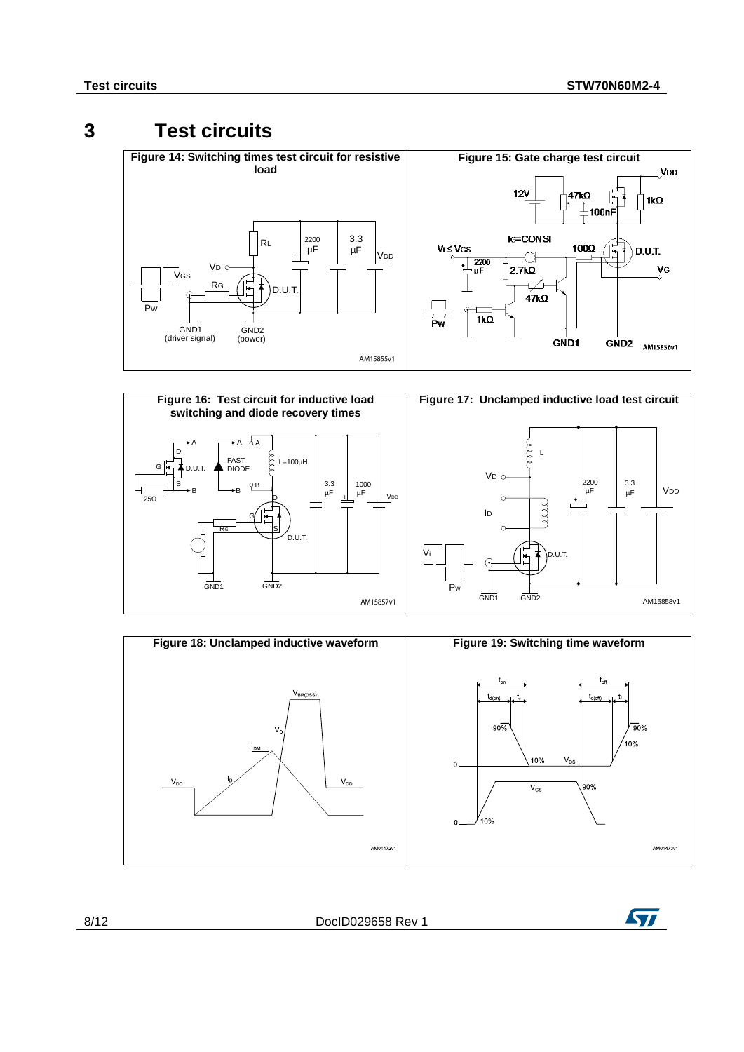# 3 Test circuits

**Figure 14: Switching times test circuit for resistive load**

**Figure 15: Gate charge test circuit**

**Figure 16: Test circuit for inductive load switching and diode recovery times**

**Figure 17: Unclamped inductive load test circuit**

**Figure 18: Unclamped inductive waveform**

**Figure 19: Switching time waveform**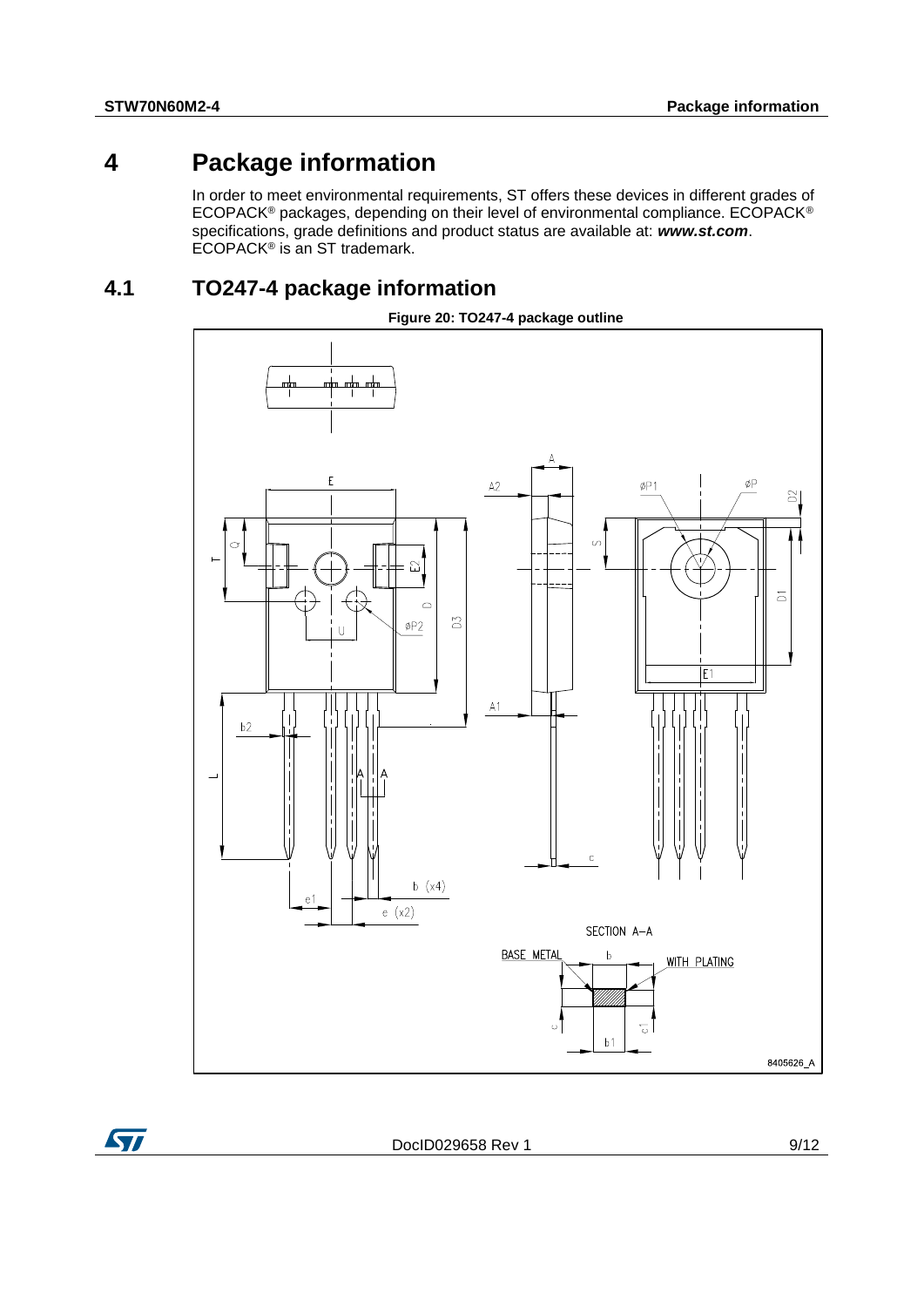# 4 Package information

In order to meet environmental requirements, ST offers these devices in different grades of ECOPACK® packages, depending on their level of environmental compliance. ECOPACK® specifications, grade definitions and product status are available at: ***www.st.com***. ECOPACK® is an ST trademark.

## 4.1 TO247-4 package information

**Figure 20: TO247-4 package outline**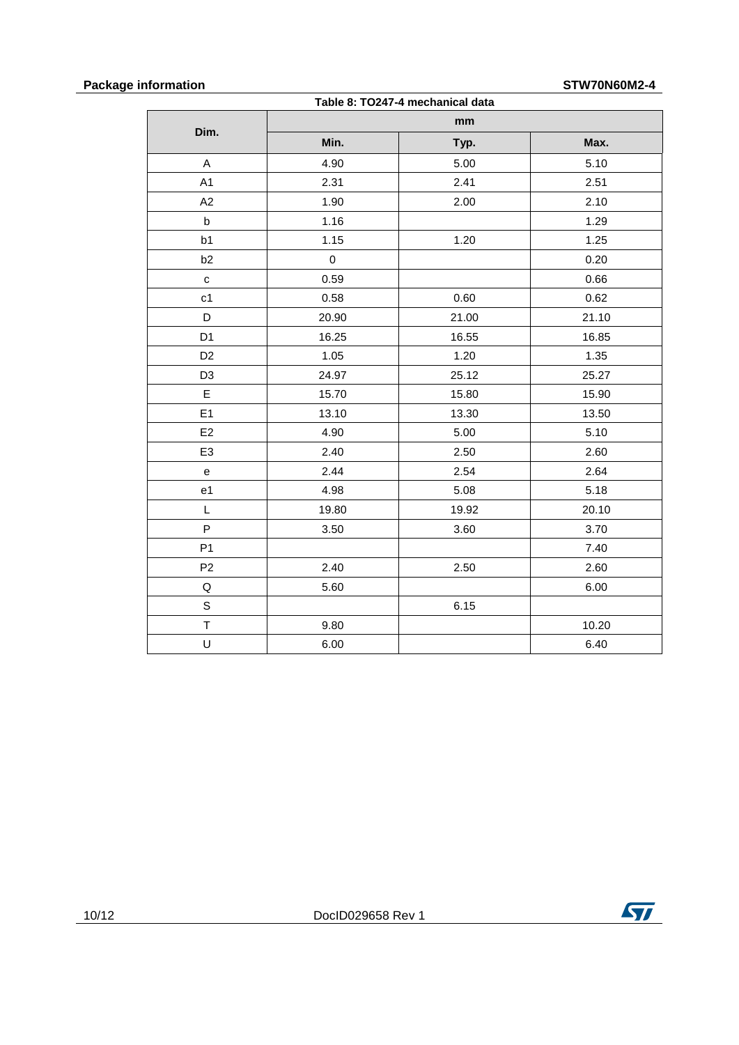Table 8: TO247-4 mechanical data

| Dim. | mm | | |
|---|---|---|---|
| | Min. | Typ. | Max. |
| A | 4.90 | 5.00 | 5.10 |
| A1 | 2.31 | 2.41 | 2.51 |
| A2 | 1.90 | 2.00 | 2.10 |
| b | 1.16 | | 1.29 |
| b1 | 1.15 | 1.20 | 1.25 |
| b2 | 0 | | 0.20 |
| c | 0.59 | | 0.66 |
| c1 | 0.58 | 0.60 | 0.62 |
| D | 20.90 | 21.00 | 21.10 |
| D1 | 16.25 | 16.55 | 16.85 |
| D2 | 1.05 | 1.20 | 1.35 |
| D3 | 24.97 | 25.12 | 25.27 |
| E | 15.70 | 15.80 | 15.90 |
| E1 | 13.10 | 13.30 | 13.50 |
| E2 | 4.90 | 5.00 | 5.10 |
| E3 | 2.40 | 2.50 | 2.60 |
| e | 2.44 | 2.54 | 2.64 |
| e1 | 4.98 | 5.08 | 5.18 |
| L | 19.80 | 19.92 | 20.10 |
| P | 3.50 | 3.60 | 3.70 |
| P1 | | | 7.40 |
| P2 | 2.40 | 2.50 | 2.60 |
| Q | 5.60 | | 6.00 |
| S | | 6.15 | |
| T | 9.80 | | 10.20 |
| U | 6.00 | | 6.40 |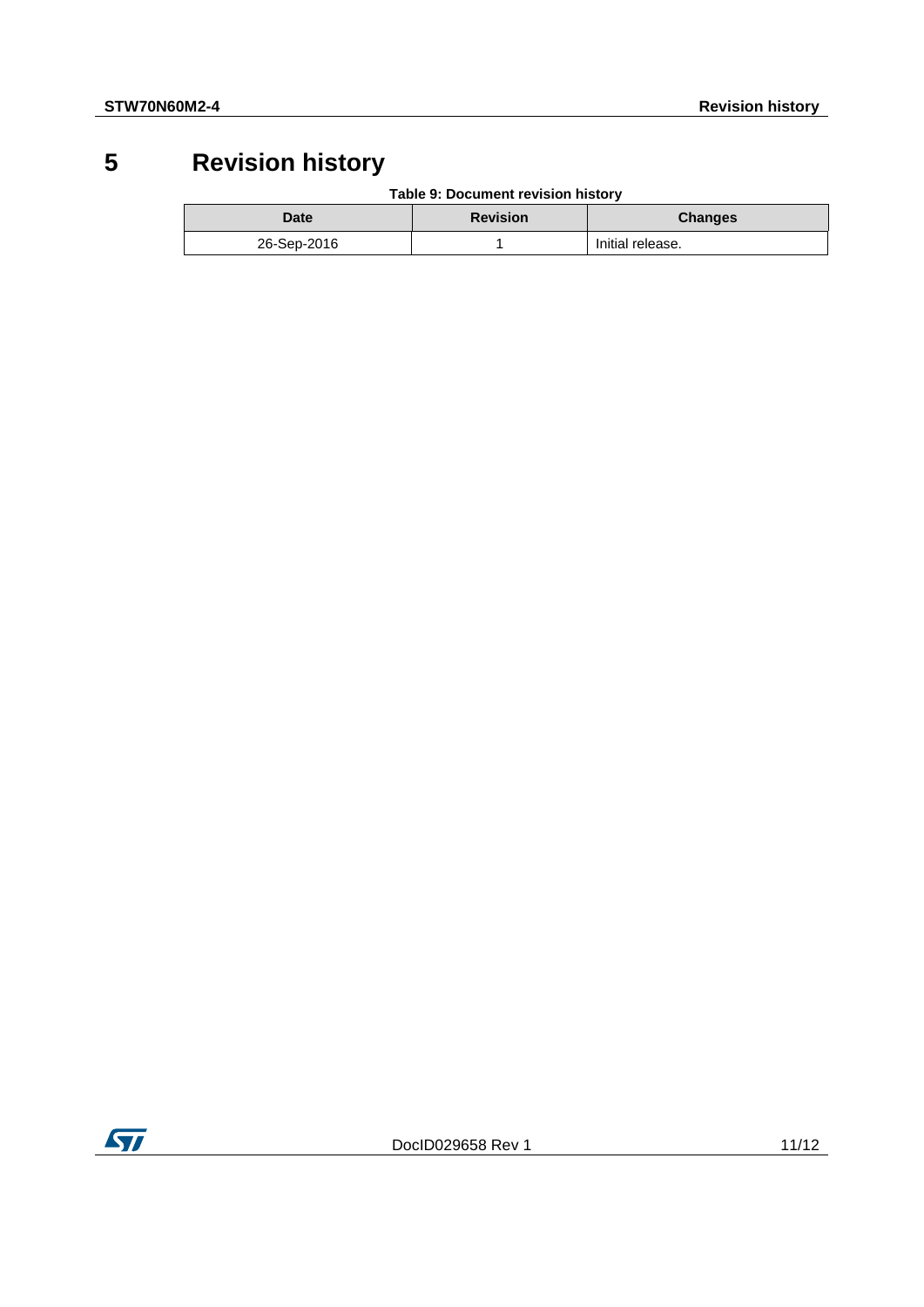# 5 Revision history

Table 9: Document revision history

| Date | Revision | Changes |
|---|---|---|
| 26-Sep-2016 | 1 | Initial release. |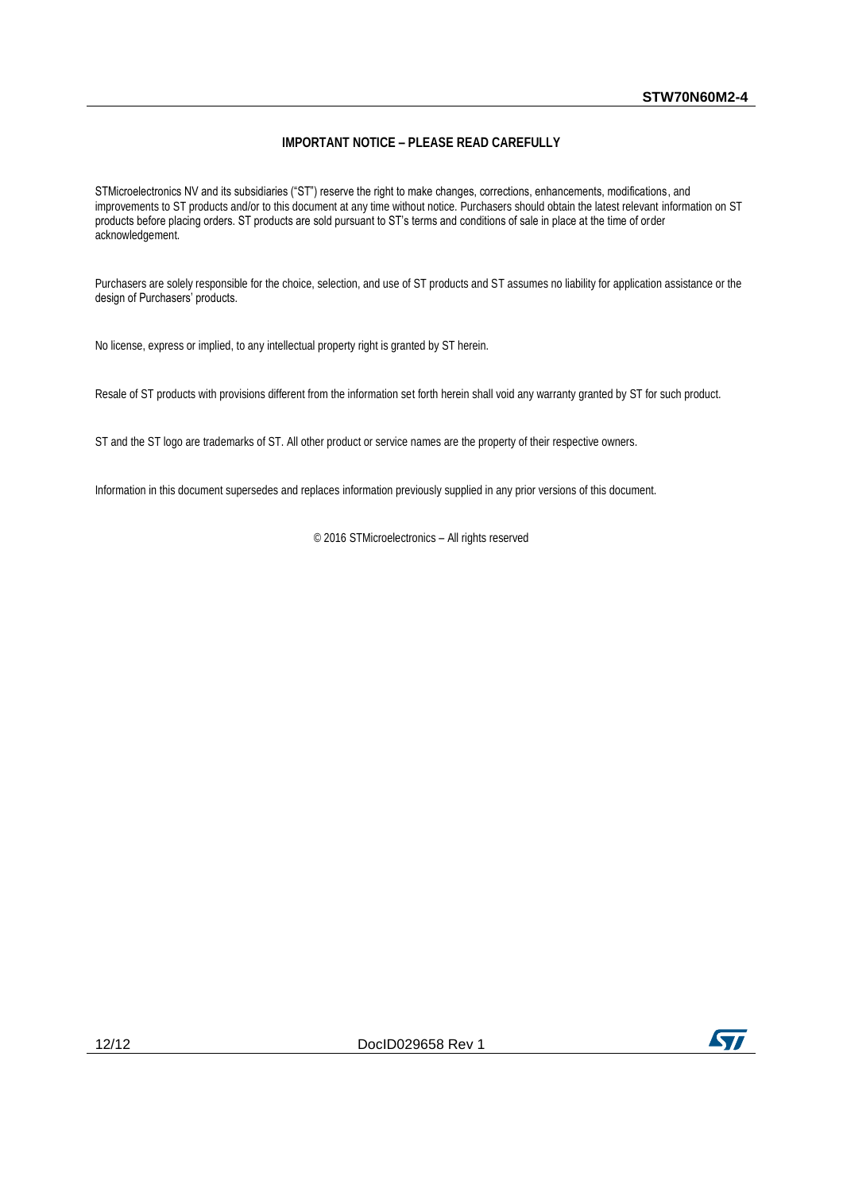**IMPORTANT NOTICE – PLEASE READ CAREFULLY**

STMicroelectronics NV and its subsidiaries ("ST") reserve the right to make changes, corrections, enhancements, modifications, and improvements to ST products and/or to this document at any time without notice. Purchasers should obtain the latest relevant information on ST products before placing orders. ST products are sold pursuant to ST's terms and conditions of sale in place at the time of order acknowledgement.

Purchasers are solely responsible for the choice, selection, and use of ST products and ST assumes no liability for application assistance or the design of Purchasers' products.

No license, express or implied, to any intellectual property right is granted by ST herein.

Resale of ST products with provisions different from the information set forth herein shall void any warranty granted by ST for such product.

ST and the ST logo are trademarks of ST. All other product or service names are the property of their respective owners.

Information in this document supersedes and replaces information previously supplied in any prior versions of this document.

© 2016 STMicroelectronics – All rights reserved